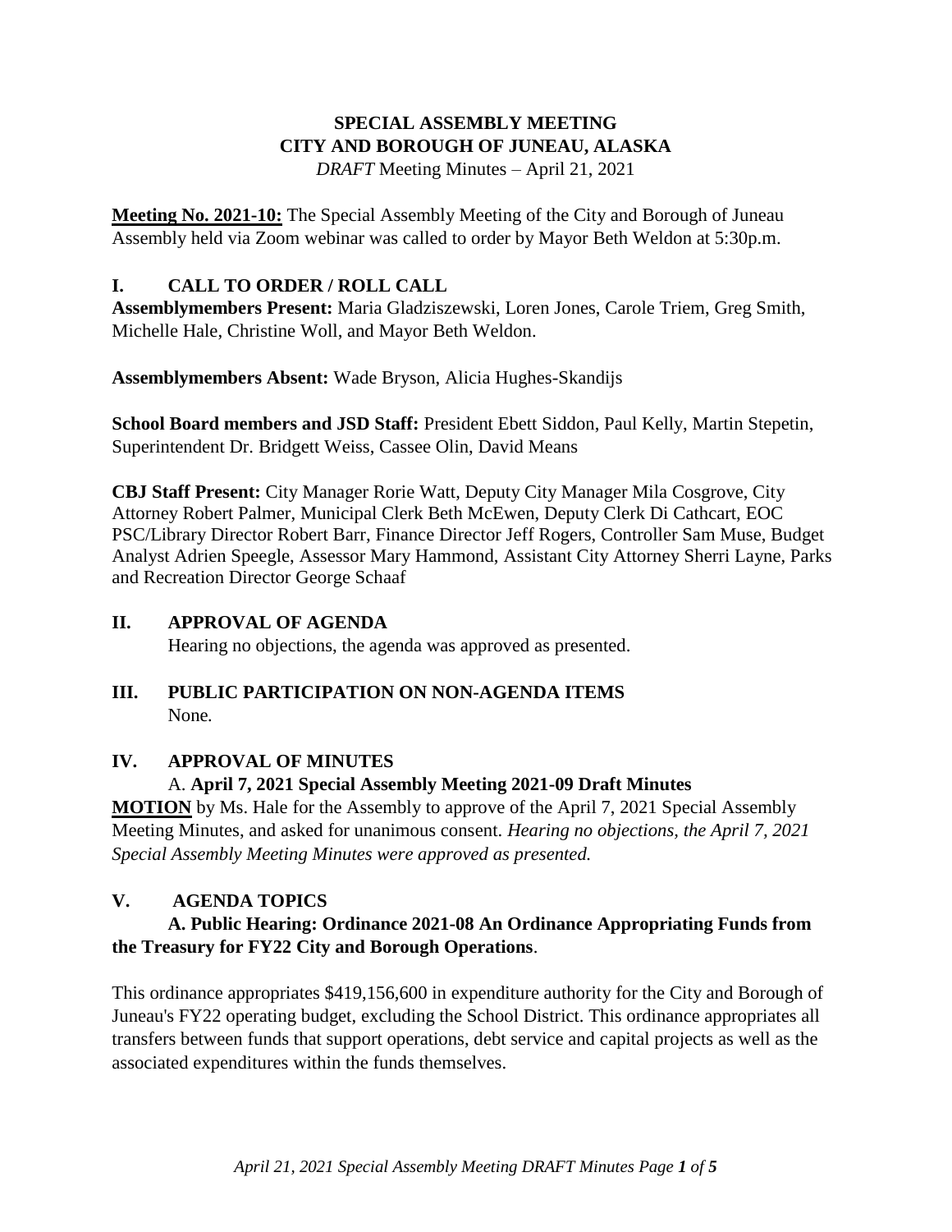# SPECIAL ASSEMBLY MEETING
# CITY AND BOROUGH OF JUNEAU, ALASKA

*DRAFT* Meeting Minutes – April 21, 2021

**Meeting No. 2021-10:** The Special Assembly Meeting of the City and Borough of Juneau Assembly held via Zoom webinar was called to order by Mayor Beth Weldon at 5:30p.m.

## I. CALL TO ORDER / ROLL CALL

**Assemblymembers Present:** Maria Gladziszewski, Loren Jones, Carole Triem, Greg Smith, Michelle Hale, Christine Woll, and Mayor Beth Weldon.

**Assemblymembers Absent:** Wade Bryson, Alicia Hughes-Skandijs

**School Board members and JSD Staff:** President Ebett Siddon, Paul Kelly, Martin Stepetin, Superintendent Dr. Bridgett Weiss, Cassee Olin, David Means

**CBJ Staff Present:** City Manager Rorie Watt, Deputy City Manager Mila Cosgrove, City Attorney Robert Palmer, Municipal Clerk Beth McEwen, Deputy Clerk Di Cathcart, EOC PSC/Library Director Robert Barr, Finance Director Jeff Rogers, Controller Sam Muse, Budget Analyst Adrien Speegle, Assessor Mary Hammond, Assistant City Attorney Sherri Layne, Parks and Recreation Director George Schaaf

## II. APPROVAL OF AGENDA

Hearing no objections, the agenda was approved as presented.

## III. PUBLIC PARTICIPATION ON NON-AGENDA ITEMS

None.

## IV. APPROVAL OF MINUTES

A. **April 7, 2021 Special Assembly Meeting 2021-09 Draft Minutes**

**MOTION** by Ms. Hale for the Assembly to approve of the April 7, 2021 Special Assembly Meeting Minutes, and asked for unanimous consent. *Hearing no objections, the April 7, 2021 Special Assembly Meeting Minutes were approved as presented.*

## V. AGENDA TOPICS

**A. Public Hearing: Ordinance 2021-08 An Ordinance Appropriating Funds from the Treasury for FY22 City and Borough Operations**.

This ordinance appropriates $419,156,600 in expenditure authority for the City and Borough of Juneau's FY22 operating budget, excluding the School District. This ordinance appropriates all transfers between funds that support operations, debt service and capital projects as well as the associated expenditures within the funds themselves.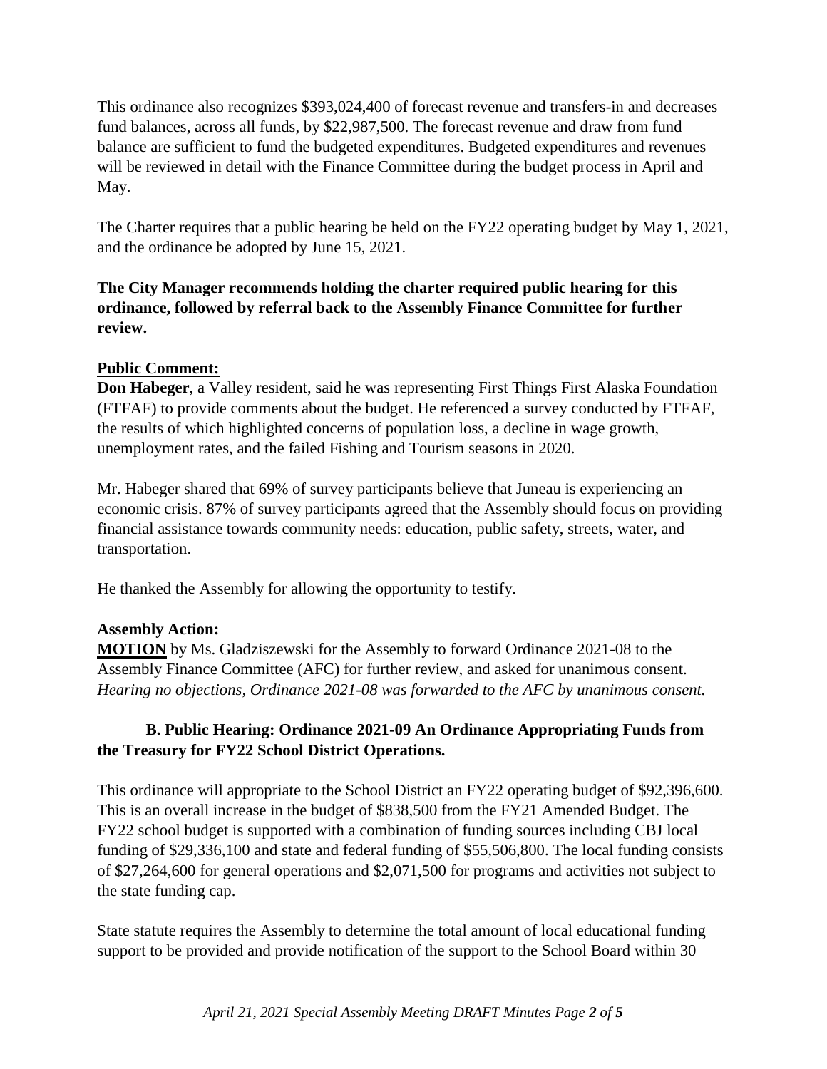This ordinance also recognizes $393,024,400 of forecast revenue and transfers-in and decreases fund balances, across all funds, by $22,987,500. The forecast revenue and draw from fund balance are sufficient to fund the budgeted expenditures. Budgeted expenditures and revenues will be reviewed in detail with the Finance Committee during the budget process in April and May.

The Charter requires that a public hearing be held on the FY22 operating budget by May 1, 2021, and the ordinance be adopted by June 15, 2021.

**The City Manager recommends holding the charter required public hearing for this ordinance, followed by referral back to the Assembly Finance Committee for further review.**

**Public Comment:**

**Don Habeger**, a Valley resident, said he was representing First Things First Alaska Foundation (FTFAF) to provide comments about the budget. He referenced a survey conducted by FTFAF, the results of which highlighted concerns of population loss, a decline in wage growth, unemployment rates, and the failed Fishing and Tourism seasons in 2020.

Mr. Habeger shared that 69% of survey participants believe that Juneau is experiencing an economic crisis. 87% of survey participants agreed that the Assembly should focus on providing financial assistance towards community needs: education, public safety, streets, water, and transportation.

He thanked the Assembly for allowing the opportunity to testify.

**Assembly Action:**

**MOTION** by Ms. Gladziszewski for the Assembly to forward Ordinance 2021-08 to the Assembly Finance Committee (AFC) for further review, and asked for unanimous consent. *Hearing no objections, Ordinance 2021-08 was forwarded to the AFC by unanimous consent.*

**B. Public Hearing: Ordinance 2021-09 An Ordinance Appropriating Funds from the Treasury for FY22 School District Operations.**

This ordinance will appropriate to the School District an FY22 operating budget of $92,396,600. This is an overall increase in the budget of $838,500 from the FY21 Amended Budget. The FY22 school budget is supported with a combination of funding sources including CBJ local funding of $29,336,100 and state and federal funding of $55,506,800. The local funding consists of $27,264,600 for general operations and $2,071,500 for programs and activities not subject to the state funding cap.

State statute requires the Assembly to determine the total amount of local educational funding support to be provided and provide notification of the support to the School Board within 30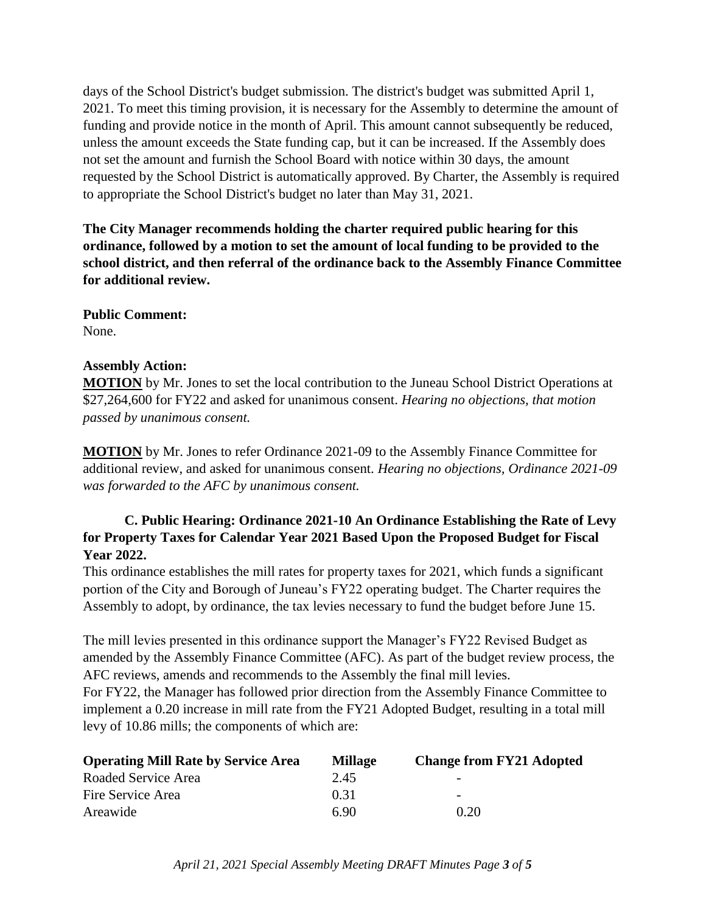days of the School District's budget submission. The district's budget was submitted April 1, 2021. To meet this timing provision, it is necessary for the Assembly to determine the amount of funding and provide notice in the month of April. This amount cannot subsequently be reduced, unless the amount exceeds the State funding cap, but it can be increased. If the Assembly does not set the amount and furnish the School Board with notice within 30 days, the amount requested by the School District is automatically approved. By Charter, the Assembly is required to appropriate the School District's budget no later than May 31, 2021.

**The City Manager recommends holding the charter required public hearing for this ordinance, followed by a motion to set the amount of local funding to be provided to the school district, and then referral of the ordinance back to the Assembly Finance Committee for additional review.**

**Public Comment:**
None.

**Assembly Action:**

**MOTION** by Mr. Jones to set the local contribution to the Juneau School District Operations at $27,264,600 for FY22 and asked for unanimous consent. *Hearing no objections, that motion passed by unanimous consent.*

**MOTION** by Mr. Jones to refer Ordinance 2021-09 to the Assembly Finance Committee for additional review, and asked for unanimous consent. *Hearing no objections, Ordinance 2021-09 was forwarded to the AFC by unanimous consent.*

**C. Public Hearing: Ordinance 2021-10 An Ordinance Establishing the Rate of Levy for Property Taxes for Calendar Year 2021 Based Upon the Proposed Budget for Fiscal Year 2022.**

This ordinance establishes the mill rates for property taxes for 2021, which funds a significant portion of the City and Borough of Juneau's FY22 operating budget. The Charter requires the Assembly to adopt, by ordinance, the tax levies necessary to fund the budget before June 15.

The mill levies presented in this ordinance support the Manager's FY22 Revised Budget as amended by the Assembly Finance Committee (AFC). As part of the budget review process, the AFC reviews, amends and recommends to the Assembly the final mill levies.
For FY22, the Manager has followed prior direction from the Assembly Finance Committee to implement a 0.20 increase in mill rate from the FY21 Adopted Budget, resulting in a total mill levy of 10.86 mills; the components of which are:

| Operating Mill Rate by Service Area | Millage | Change from FY21 Adopted |
|---|---|---|
| Roaded Service Area | 2.45 | - |
| Fire Service Area | 0.31 | - |
| Areawide | 6.90 | 0.20 |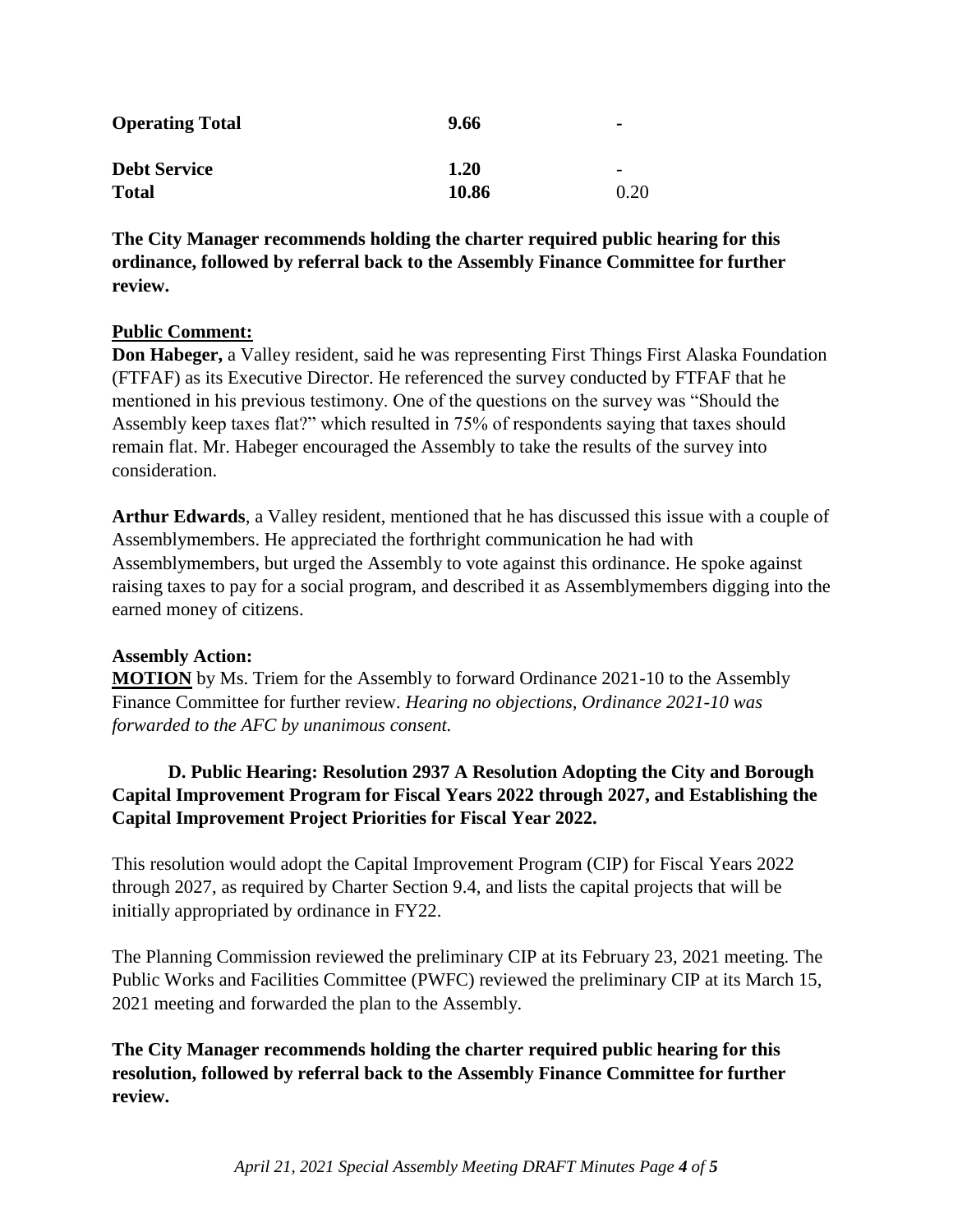| | | |
|---|---|---|
| **Operating Total** | **9.66** | - |
| **Debt Service** | **1.20** | - |
| **Total** | **10.86** | 0.20 |

**The City Manager recommends holding the charter required public hearing for this ordinance, followed by referral back to the Assembly Finance Committee for further review.**

**Public Comment:**

**Don Habeger,** a Valley resident, said he was representing First Things First Alaska Foundation (FTFAF) as its Executive Director. He referenced the survey conducted by FTFAF that he mentioned in his previous testimony. One of the questions on the survey was "Should the Assembly keep taxes flat?" which resulted in 75% of respondents saying that taxes should remain flat. Mr. Habeger encouraged the Assembly to take the results of the survey into consideration.

**Arthur Edwards**, a Valley resident, mentioned that he has discussed this issue with a couple of Assemblymembers. He appreciated the forthright communication he had with Assemblymembers, but urged the Assembly to vote against this ordinance. He spoke against raising taxes to pay for a social program, and described it as Assemblymembers digging into the earned money of citizens.

**Assembly Action:**

**MOTION** by Ms. Triem for the Assembly to forward Ordinance 2021-10 to the Assembly Finance Committee for further review. *Hearing no objections, Ordinance 2021-10 was forwarded to the AFC by unanimous consent.*

**D. Public Hearing: Resolution 2937 A Resolution Adopting the City and Borough Capital Improvement Program for Fiscal Years 2022 through 2027, and Establishing the Capital Improvement Project Priorities for Fiscal Year 2022.**

This resolution would adopt the Capital Improvement Program (CIP) for Fiscal Years 2022 through 2027, as required by Charter Section 9.4, and lists the capital projects that will be initially appropriated by ordinance in FY22.

The Planning Commission reviewed the preliminary CIP at its February 23, 2021 meeting. The Public Works and Facilities Committee (PWFC) reviewed the preliminary CIP at its March 15, 2021 meeting and forwarded the plan to the Assembly.

**The City Manager recommends holding the charter required public hearing for this resolution, followed by referral back to the Assembly Finance Committee for further review.**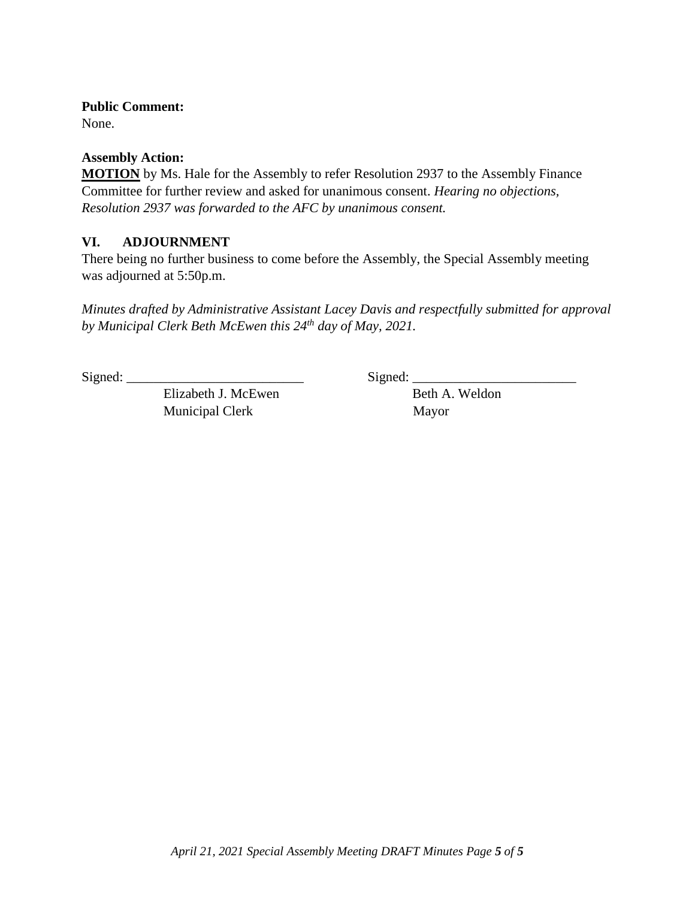**Public Comment:**
None.

**Assembly Action:**
**MOTION** by Ms. Hale for the Assembly to refer Resolution 2937 to the Assembly Finance Committee for further review and asked for unanimous consent. *Hearing no objections, Resolution 2937 was forwarded to the AFC by unanimous consent.*

## VI. ADJOURNMENT

There being no further business to come before the Assembly, the Special Assembly meeting was adjourned at 5:50p.m.

*Minutes drafted by Administrative Assistant Lacey Davis and respectfully submitted for approval by Municipal Clerk Beth McEwen this 24th day of May, 2021.*

Signed: ___________________________
Elizabeth J. McEwen
Municipal Clerk

Signed: ___________________________
Beth A. Weldon
Mayor